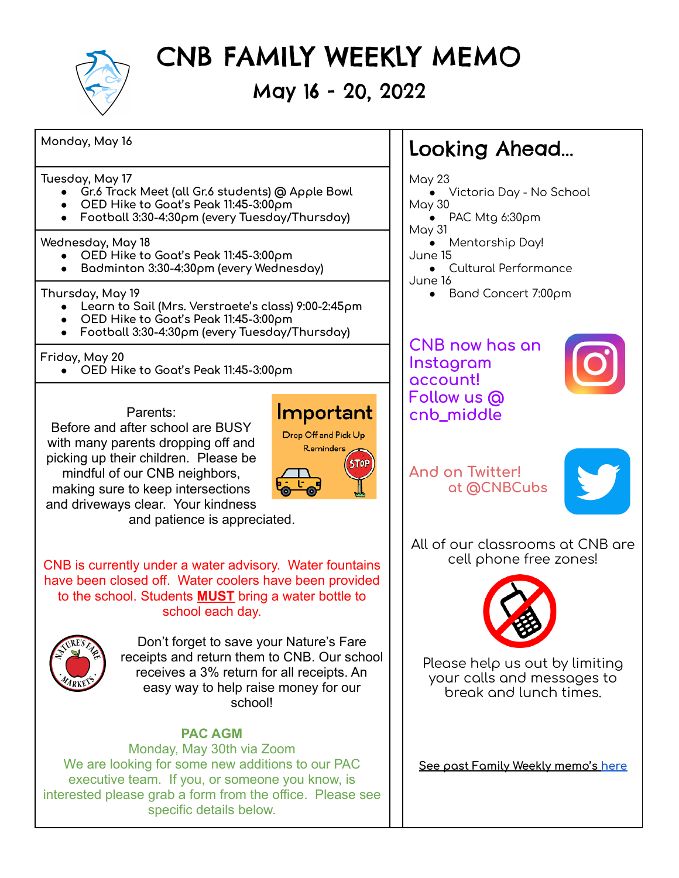# CNB FAMILY WEEKLY MEMO

## May 16 - 20, 2022

Monday, May 16

Tuesday, May 17
- Gr.6 Track Meet (all Gr.6 students) @ Apple Bowl
- OED Hike to Goat's Peak 11:45-3:00pm
- Football 3:30-4:30pm (every Tuesday/Thursday)

Wednesday, May 18
- OED Hike to Goat's Peak 11:45-3:00pm
- Badminton 3:30-4:30pm (every Wednesday)

Thursday, May 19
- Learn to Sail (Mrs. Verstraete's class) 9:00-2:45pm
- OED Hike to Goat's Peak 11:45-3:00pm
- Football 3:30-4:30pm (every Tuesday/Thursday)

Friday, May 20
- OED Hike to Goat's Peak 11:45-3:00pm

**Important** Drop Off and Pick Up Reminders

Parents:
Before and after school are BUSY with many parents dropping off and picking up their children. Please be mindful of our CNB neighbors, making sure to keep intersections and driveways clear. Your kindness and patience is appreciated.

CNB is currently under a water advisory. Water fountains have been closed off. Water coolers have been provided to the school. Students **MUST** bring a water bottle to school each day.

Don't forget to save your Nature's Fare receipts and return them to CNB. Our school receives a 3% return for all receipts. An easy way to help raise money for our school!

**PAC AGM**
Monday, May 30th via Zoom
We are looking for some new additions to our PAC executive team. If you, or someone you know, is interested please grab a form from the office. Please see specific details below.

## Looking Ahead...

May 23
- Victoria Day - No School

May 30
- PAC Mtg 6:30pm

May 31
- Mentorship Day!

June 15
- Cultural Performance

June 16
- Band Concert 7:00pm

CNB now has an Instagram account! Follow us @ cnb_middle

And on Twitter! at @CNBCubs

All of our classrooms at CNB are cell phone free zones!

Please help us out by limiting your calls and messages to break and lunch times.

See past Family Weekly memo's here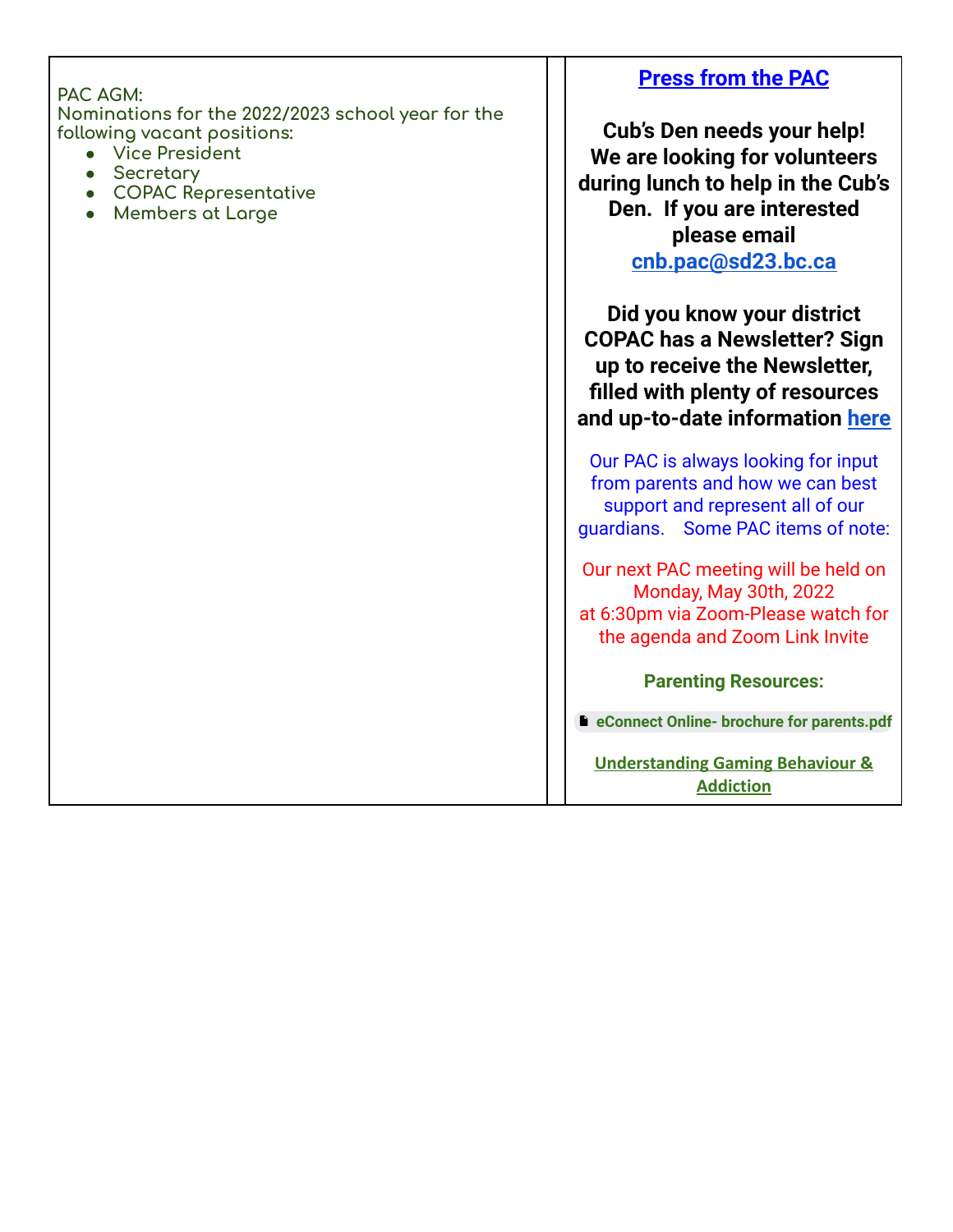PAC AGM:
Nominations for the 2022/2023 school year for the following vacant positions:

- Vice President
- Secretary
- COPAC Representative
- Members at Large

## Press from the PAC

**Cub's Den needs your help! We are looking for volunteers during lunch to help in the Cub's Den. If you are interested please email cnb.pac@sd23.bc.ca**

**Did you know your district COPAC has a Newsletter? Sign up to receive the Newsletter, filled with plenty of resources and up-to-date information here**

Our PAC is always looking for input from parents and how we can best support and represent all of our guardians. Some PAC items of note:

Our next PAC meeting will be held on Monday, May 30th, 2022 at 6:30pm via Zoom-Please watch for the agenda and Zoom Link Invite

**Parenting Resources:**

**eConnect Online- brochure for parents.pdf**

**Understanding Gaming Behaviour & Addiction**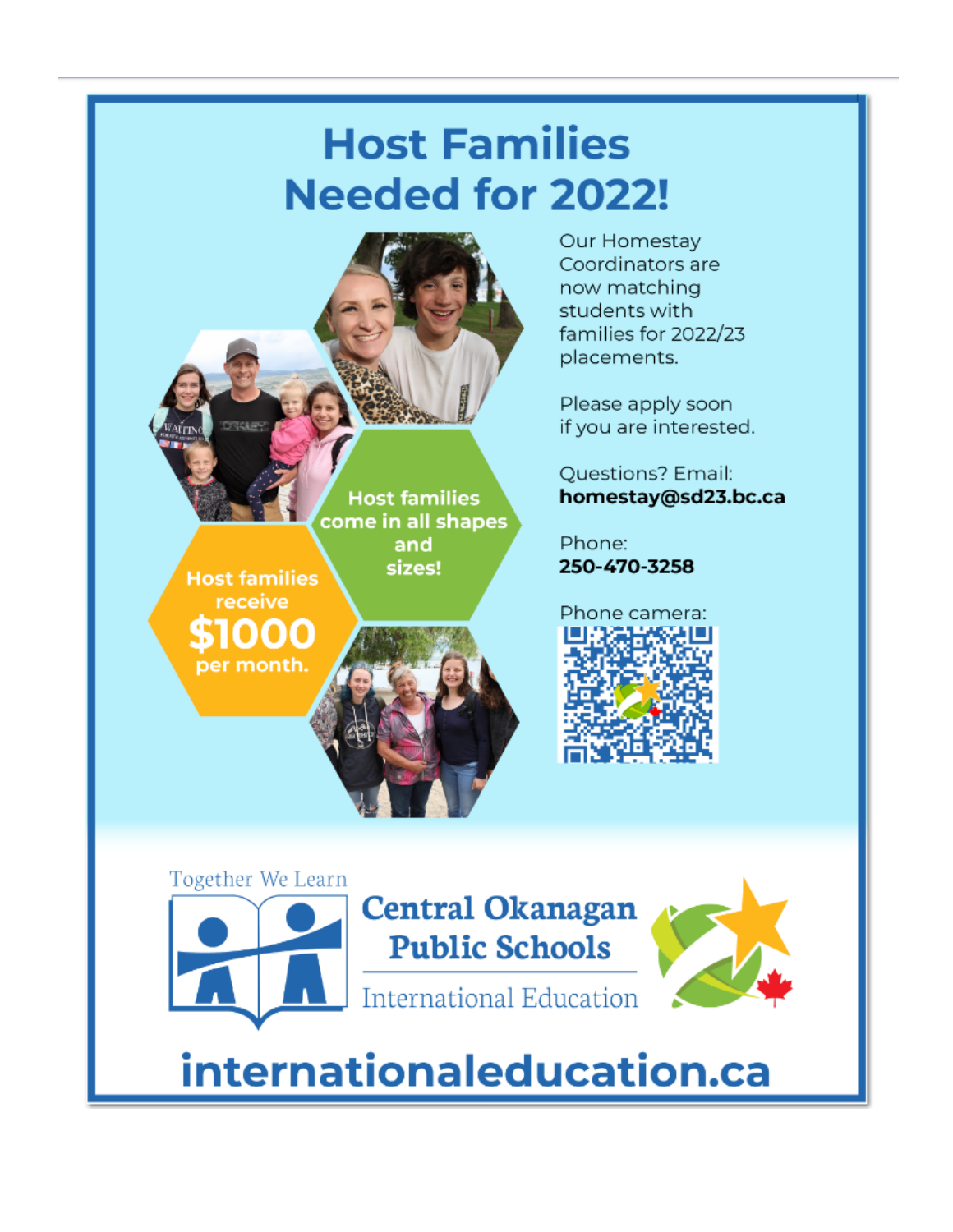# Host Families Needed for 2022!

Host families come in all shapes and sizes!

Host families receive **$1000** per month.

Our Homestay Coordinators are now matching students with families for 2022/23 placements.

Please apply soon if you are interested.

Questions? Email:
**homestay@sd23.bc.ca**

Phone:
**250-470-3258**

Phone camera:

Together We Learn

**Central Okanagan Public Schools**

International Education

**internationaleducation.ca**